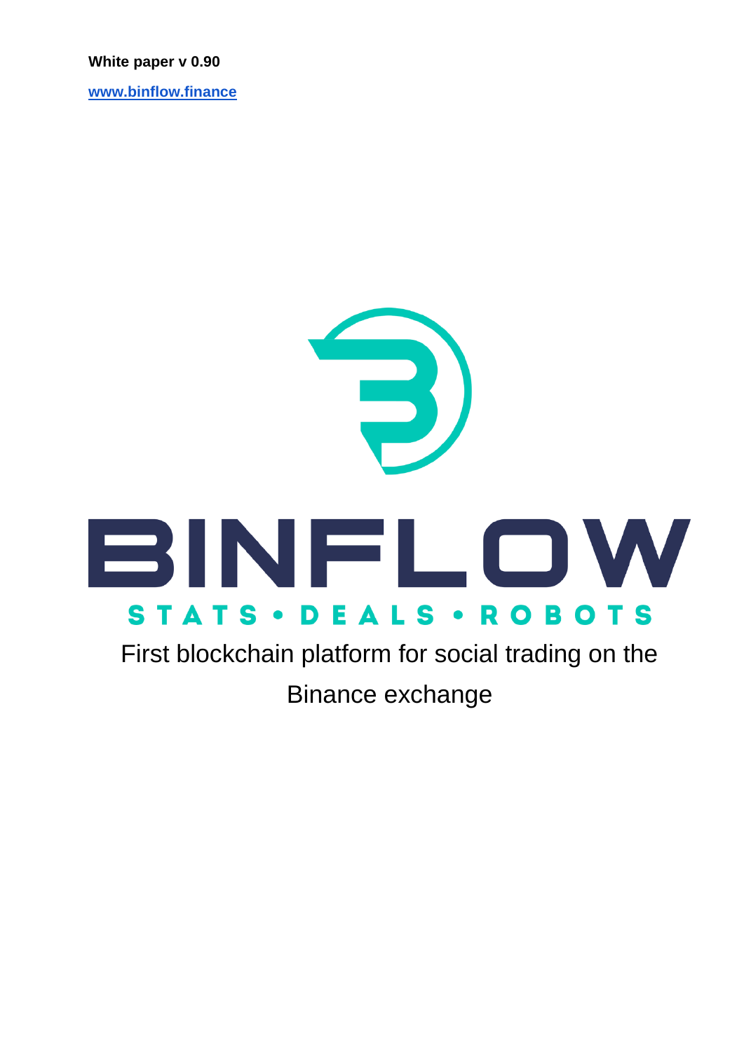**White paper v 0.90**

**www.binflow.finance**

# BINFLOW

**STATS • DEALS • ROBOTS**

First blockchain platform for social trading on the Binance exchange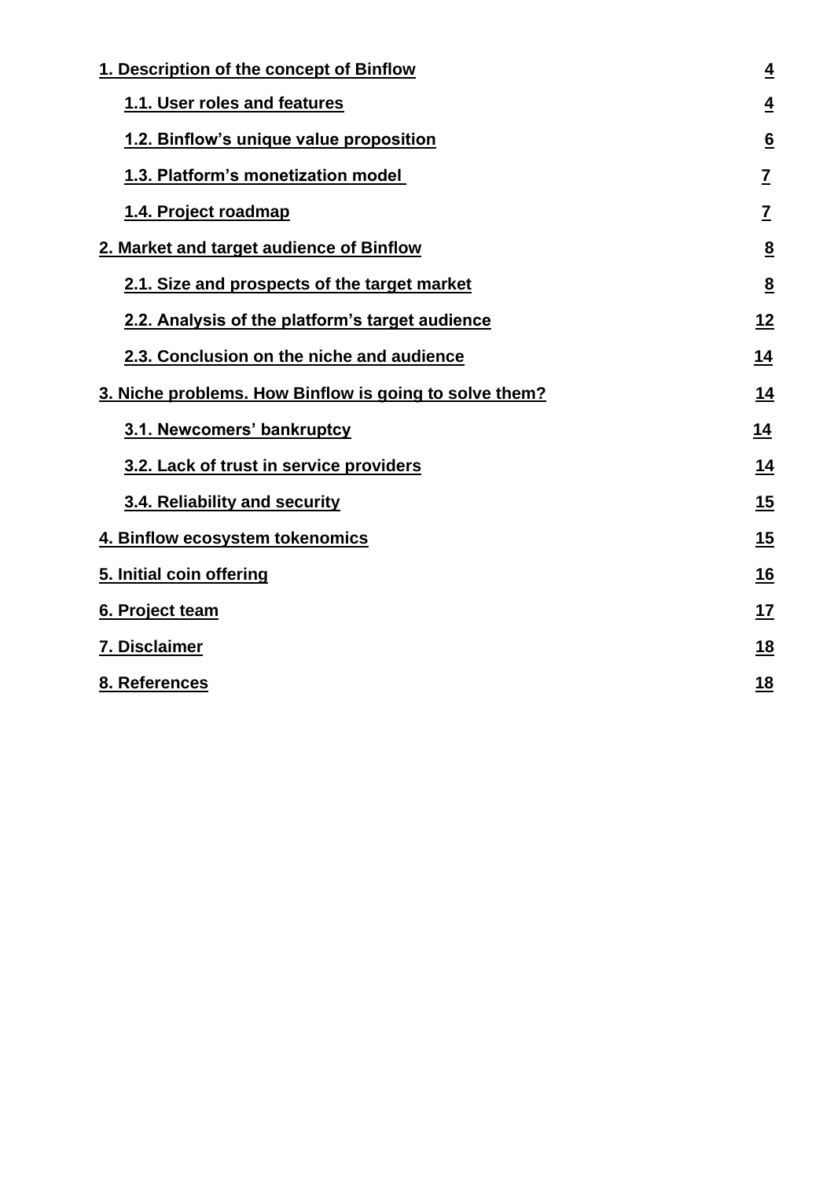1. Description of the concept of Binflow 4

    1.1. User roles and features 4

    1.2. Binflow's unique value proposition 6

    1.3. Platform's monetization model 7

    1.4. Project roadmap 7

2. Market and target audience of Binflow 8

    2.1. Size and prospects of the target market 8

    2.2. Analysis of the platform's target audience 12

    2.3. Conclusion on the niche and audience 14

3. Niche problems. How Binflow is going to solve them? 14

    3.1. Newcomers' bankruptcy 14

    3.2. Lack of trust in service providers 14

    3.4. Reliability and security 15

4. Binflow ecosystem tokenomics 15

5. Initial coin offering 16

6. Project team 17

7. Disclaimer 18

8. References 18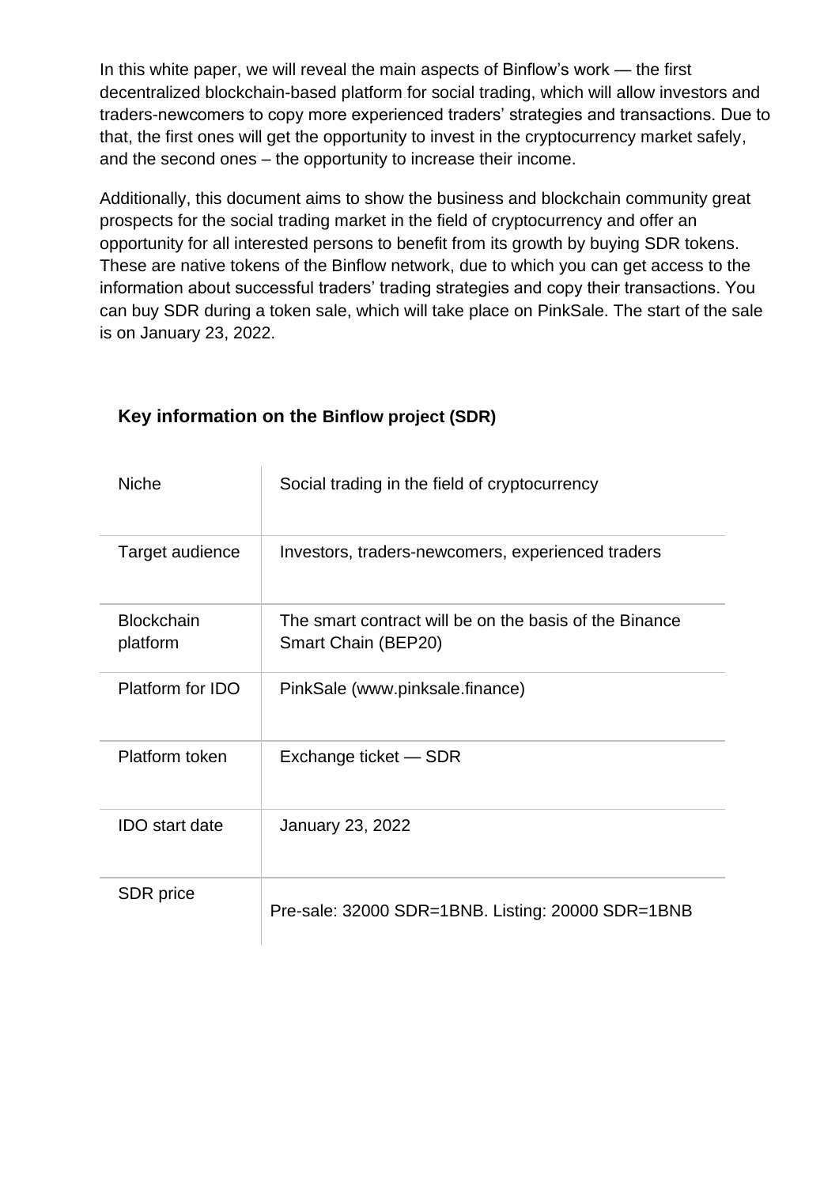In this white paper, we will reveal the main aspects of Binflow's work — the first decentralized blockchain-based platform for social trading, which will allow investors and traders-newcomers to copy more experienced traders' strategies and transactions. Due to that, the first ones will get the opportunity to invest in the cryptocurrency market safely, and the second ones – the opportunity to increase their income.

Additionally, this document aims to show the business and blockchain community great prospects for the social trading market in the field of cryptocurrency and offer an opportunity for all interested persons to benefit from its growth by buying SDR tokens. These are native tokens of the Binflow network, due to which you can get access to the information about successful traders' trading strategies and copy their transactions. You can buy SDR during a token sale, which will take place on PinkSale. The start of the sale is on January 23, 2022.

### Key information on the Binflow project (SDR)

| | |
|---|---|
| Niche | Social trading in the field of cryptocurrency |
| Target audience | Investors, traders-newcomers, experienced traders |
| Blockchain platform | The smart contract will be on the basis of the Binance Smart Chain (BEP20) |
| Platform for IDO | PinkSale (www.pinksale.finance) |
| Platform token | Exchange ticket — SDR |
| IDO start date | January 23, 2022 |
| SDR price | Pre-sale: 32000 SDR=1BNB. Listing: 20000 SDR=1BNB |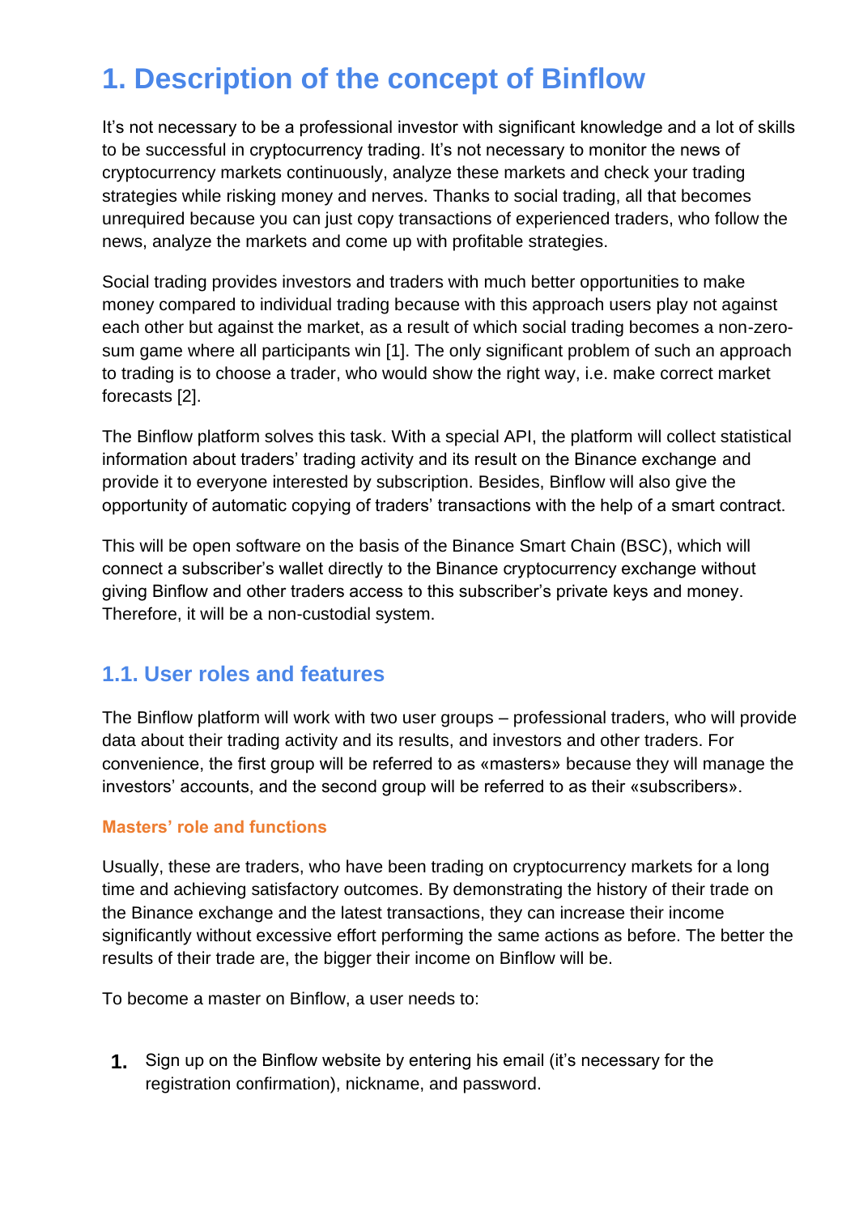# 1. Description of the concept of Binflow

It's not necessary to be a professional investor with significant knowledge and a lot of skills to be successful in cryptocurrency trading. It's not necessary to monitor the news of cryptocurrency markets continuously, analyze these markets and check your trading strategies while risking money and nerves. Thanks to social trading, all that becomes unrequired because you can just copy transactions of experienced traders, who follow the news, analyze the markets and come up with profitable strategies.

Social trading provides investors and traders with much better opportunities to make money compared to individual trading because with this approach users play not against each other but against the market, as a result of which social trading becomes a non-zero-sum game where all participants win [1]. The only significant problem of such an approach to trading is to choose a trader, who would show the right way, i.e. make correct market forecasts [2].

The Binflow platform solves this task. With a special API, the platform will collect statistical information about traders' trading activity and its result on the Binance exchange and provide it to everyone interested by subscription. Besides, Binflow will also give the opportunity of automatic copying of traders' transactions with the help of a smart contract.

This will be open software on the basis of the Binance Smart Chain (BSC), which will connect a subscriber's wallet directly to the Binance cryptocurrency exchange without giving Binflow and other traders access to this subscriber's private keys and money. Therefore, it will be a non-custodial system.

## 1.1. User roles and features

The Binflow platform will work with two user groups – professional traders, who will provide data about their trading activity and its results, and investors and other traders. For convenience, the first group will be referred to as «masters» because they will manage the investors' accounts, and the second group will be referred to as their «subscribers».

### Masters' role and functions

Usually, these are traders, who have been trading on cryptocurrency markets for a long time and achieving satisfactory outcomes. By demonstrating the history of their trade on the Binance exchange and the latest transactions, they can increase their income significantly without excessive effort performing the same actions as before. The better the results of their trade are, the bigger their income on Binflow will be.

To become a master on Binflow, a user needs to:

1. Sign up on the Binflow website by entering his email (it's necessary for the registration confirmation), nickname, and password.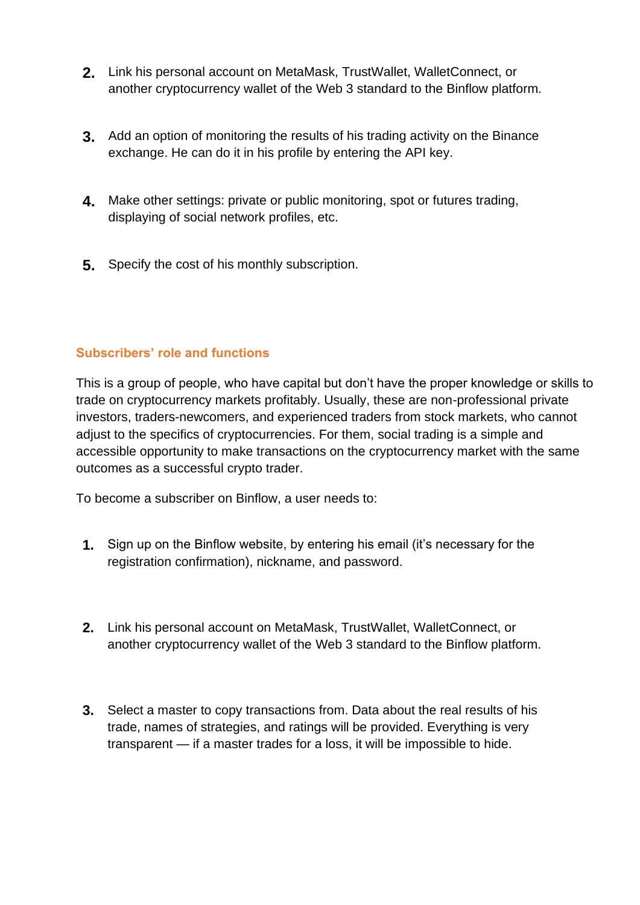2. Link his personal account on MetaMask, TrustWallet, WalletConnect, or another cryptocurrency wallet of the Web 3 standard to the Binflow platform.

3. Add an option of monitoring the results of his trading activity on the Binance exchange. He can do it in his profile by entering the API key.

4. Make other settings: private or public monitoring, spot or futures trading, displaying of social network profiles, etc.

5. Specify the cost of his monthly subscription.

### Subscribers' role and functions

This is a group of people, who have capital but don't have the proper knowledge or skills to trade on cryptocurrency markets profitably. Usually, these are non-professional private investors, traders-newcomers, and experienced traders from stock markets, who cannot adjust to the specifics of cryptocurrencies. For them, social trading is a simple and accessible opportunity to make transactions on the cryptocurrency market with the same outcomes as a successful crypto trader.

To become a subscriber on Binflow, a user needs to:

1. Sign up on the Binflow website, by entering his email (it's necessary for the registration confirmation), nickname, and password.

2. Link his personal account on MetaMask, TrustWallet, WalletConnect, or another cryptocurrency wallet of the Web 3 standard to the Binflow platform.

3. Select a master to copy transactions from. Data about the real results of his trade, names of strategies, and ratings will be provided. Everything is very transparent — if a master trades for a loss, it will be impossible to hide.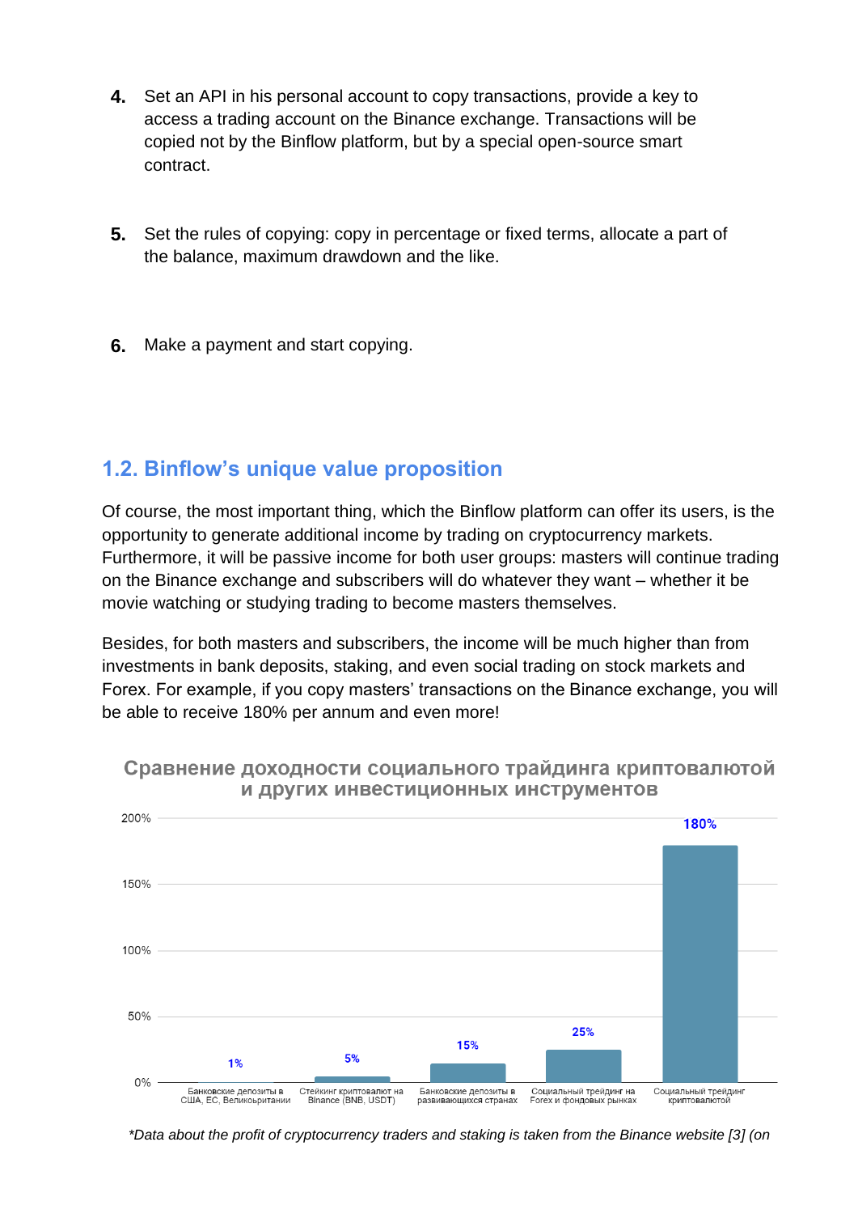4. Set an API in his personal account to copy transactions, provide a key to access a trading account on the Binance exchange. Transactions will be copied not by the Binflow platform, but by a special open-source smart contract.

5. Set the rules of copying: copy in percentage or fixed terms, allocate a part of the balance, maximum drawdown and the like.

6. Make a payment and start copying.

## 1.2. Binflow's unique value proposition

Of course, the most important thing, which the Binflow platform can offer its users, is the opportunity to generate additional income by trading on cryptocurrency markets. Furthermore, it will be passive income for both user groups: masters will continue trading on the Binance exchange and subscribers will do whatever they want – whether it be movie watching or studying trading to become masters themselves.

Besides, for both masters and subscribers, the income will be much higher than from investments in bank deposits, staking, and even social trading on stock markets and Forex. For example, if you copy masters' transactions on the Binance exchange, you will be able to receive 180% per annum and even more!

**Сравнение доходности социального трайдинга криптовалютой и других инвестиционных инструментов**

| Инструмент | Доходность |
| --- | --- |
| Банковские депозиты в США, ЕС, Великобритании | 1% |
| Стейкинг криптовалют на Binance (BNB, USDT) | 5% |
| Банковские депозиты в развивающихся странах | 15% |
| Социальный трейдинг на Forex и фондовых рынках | 25% |
| Социальный трейдинг криптовалютой | 180% |

*Data about the profit of cryptocurrency traders and staking is taken from the Binance website [3] (on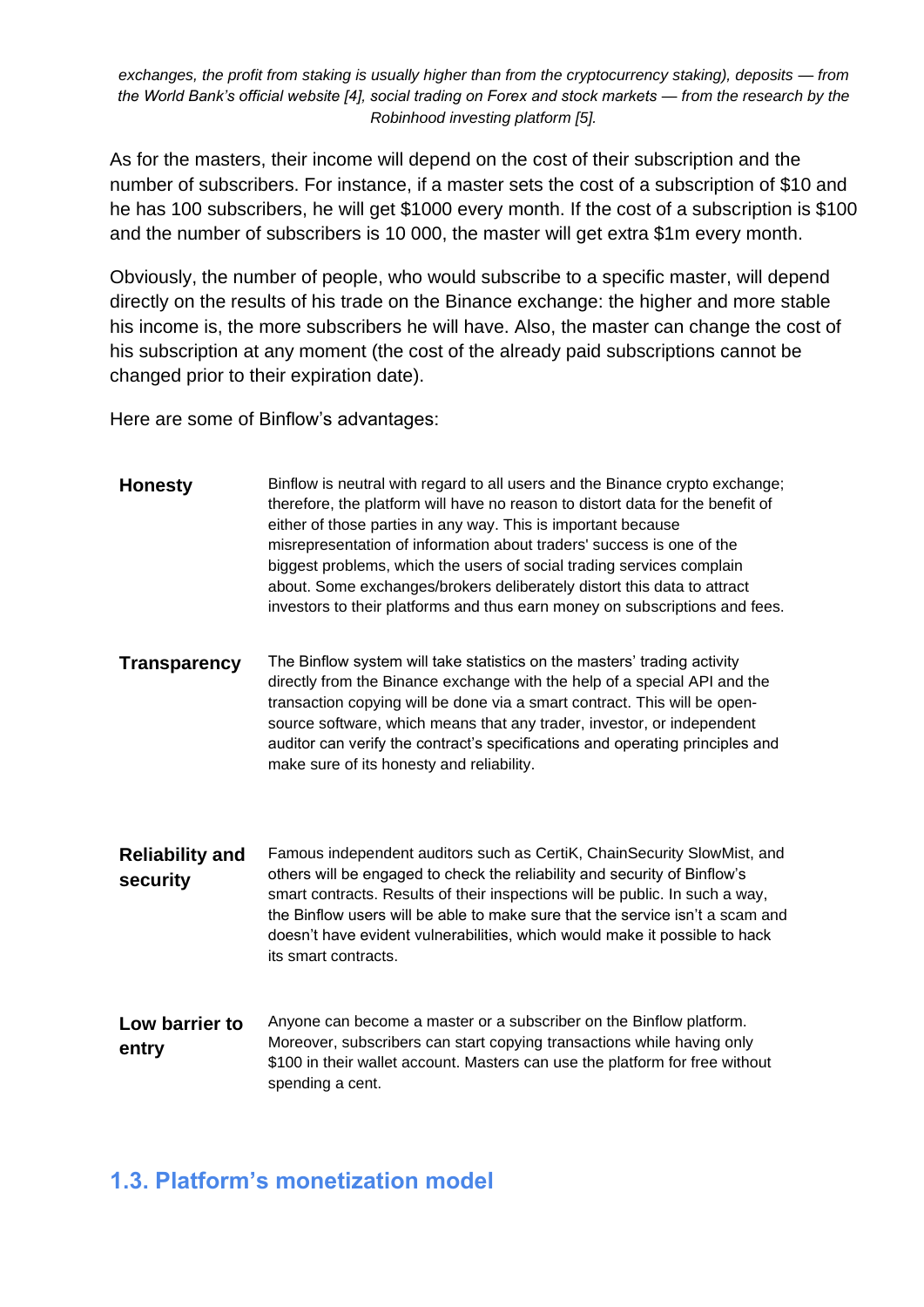*exchanges, the profit from staking is usually higher than from the cryptocurrency staking), deposits — from the World Bank's official website [4], social trading on Forex and stock markets — from the research by the Robinhood investing platform [5].*

As for the masters, their income will depend on the cost of their subscription and the number of subscribers. For instance, if a master sets the cost of a subscription of $10 and he has 100 subscribers, he will get $1000 every month. If the cost of a subscription is $100 and the number of subscribers is 10 000, the master will get extra $1m every month.

Obviously, the number of people, who would subscribe to a specific master, will depend directly on the results of his trade on the Binance exchange: the higher and more stable his income is, the more subscribers he will have. Also, the master can change the cost of his subscription at any moment (the cost of the already paid subscriptions cannot be changed prior to their expiration date).

Here are some of Binflow's advantages:

| | |
|---|---|
| **Honesty** | Binflow is neutral with regard to all users and the Binance crypto exchange; therefore, the platform will have no reason to distort data for the benefit of either of those parties in any way. This is important because misrepresentation of information about traders' success is one of the biggest problems, which the users of social trading services complain about. Some exchanges/brokers deliberately distort this data to attract investors to their platforms and thus earn money on subscriptions and fees. |
| **Transparency** | The Binflow system will take statistics on the masters' trading activity directly from the Binance exchange with the help of a special API and the transaction copying will be done via a smart contract. This will be open-source software, which means that any trader, investor, or independent auditor can verify the contract's specifications and operating principles and make sure of its honesty and reliability. |
| **Reliability and security** | Famous independent auditors such as CertiK, ChainSecurity SlowMist, and others will be engaged to check the reliability and security of Binflow's smart contracts. Results of their inspections will be public. In such a way, the Binflow users will be able to make sure that the service isn't a scam and doesn't have evident vulnerabilities, which would make it possible to hack its smart contracts. |
| **Low barrier to entry** | Anyone can become a master or a subscriber on the Binflow platform. Moreover, subscribers can start copying transactions while having only $100 in their wallet account. Masters can use the platform for free without spending a cent. |

## 1.3. Platform's monetization model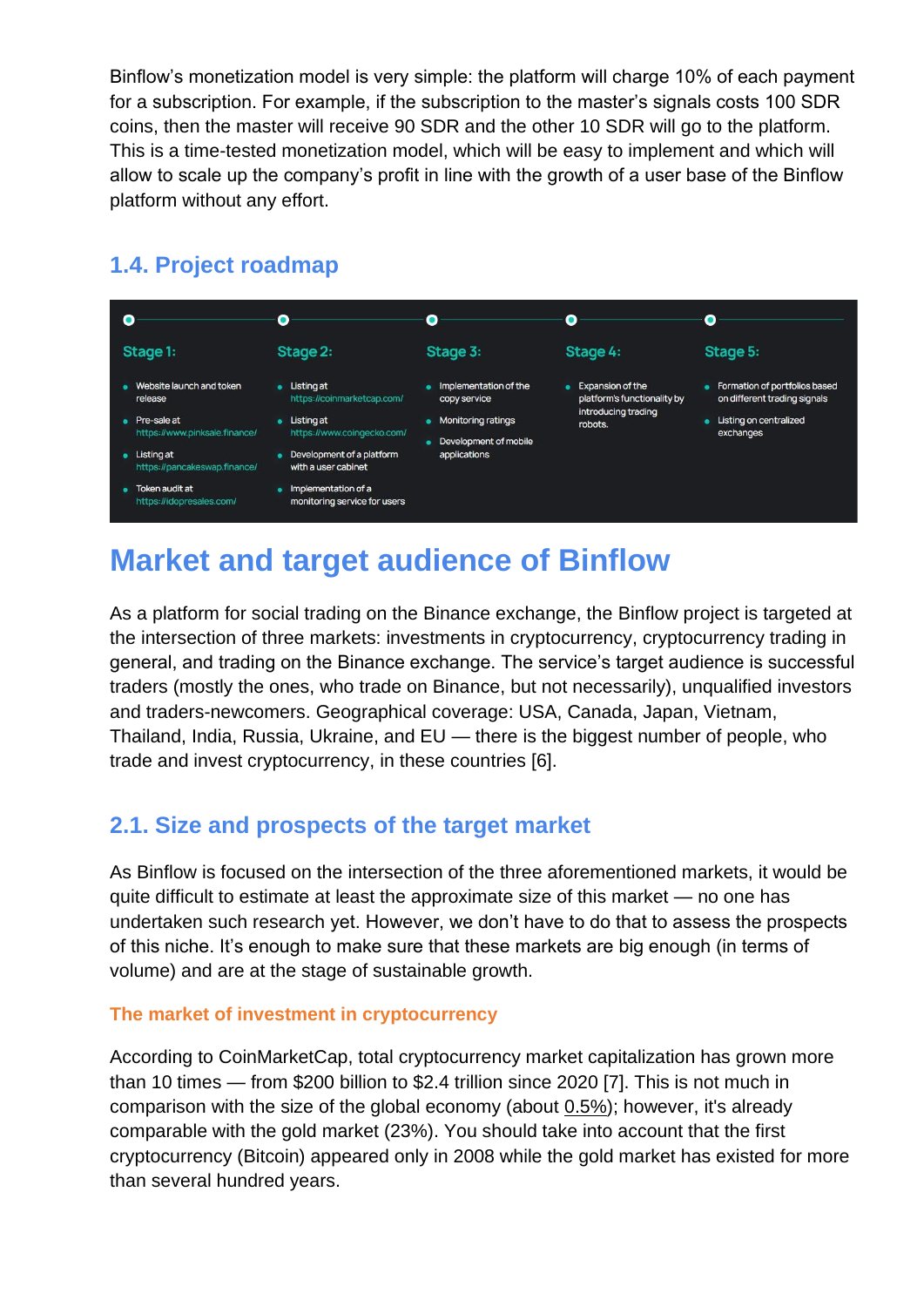Binflow's monetization model is very simple: the platform will charge 10% of each payment for a subscription. For example, if the subscription to the master's signals costs 100 SDR coins, then the master will receive 90 SDR and the other 10 SDR will go to the platform. This is a time-tested monetization model, which will be easy to implement and which will allow to scale up the company's profit in line with the growth of a user base of the Binflow platform without any effort.

## 1.4. Project roadmap

**Stage 1:**

- Website launch and token release
- Pre-sale at https://www.pinksale.finance/
- Listing at https://pancakeswap.finance/
- Token audit at https://idopresales.com/

**Stage 2:**

- Listing at https://coinmarketcap.com/
- Listing at https://www.coingecko.com/
- Development of a platform with a user cabinet
- Implementation of a monitoring service for users

**Stage 3:**

- Implementation of the copy service
- Monitoring ratings
- Development of mobile applications

**Stage 4:**

- Expansion of the platform's functionality by introducing trading robots.

**Stage 5:**

- Formation of portfolios based on different trading signals
- Listing on centralized exchanges

# Market and target audience of Binflow

As a platform for social trading on the Binance exchange, the Binflow project is targeted at the intersection of three markets: investments in cryptocurrency, cryptocurrency trading in general, and trading on the Binance exchange. The service's target audience is successful traders (mostly the ones, who trade on Binance, but not necessarily), unqualified investors and traders-newcomers. Geographical coverage: USA, Canada, Japan, Vietnam, Thailand, India, Russia, Ukraine, and EU — there is the biggest number of people, who trade and invest cryptocurrency, in these countries [6].

## 2.1. Size and prospects of the target market

As Binflow is focused on the intersection of the three aforementioned markets, it would be quite difficult to estimate at least the approximate size of this market — no one has undertaken such research yet. However, we don't have to do that to assess the prospects of this niche. It's enough to make sure that these markets are big enough (in terms of volume) and are at the stage of sustainable growth.

### The market of investment in cryptocurrency

According to CoinMarketCap, total cryptocurrency market capitalization has grown more than 10 times — from $200 billion to $2.4 trillion since 2020 [7]. This is not much in comparison with the size of the global economy (about 0.5%); however, it's already comparable with the gold market (23%). You should take into account that the first cryptocurrency (Bitcoin) appeared only in 2008 while the gold market has existed for more than several hundred years.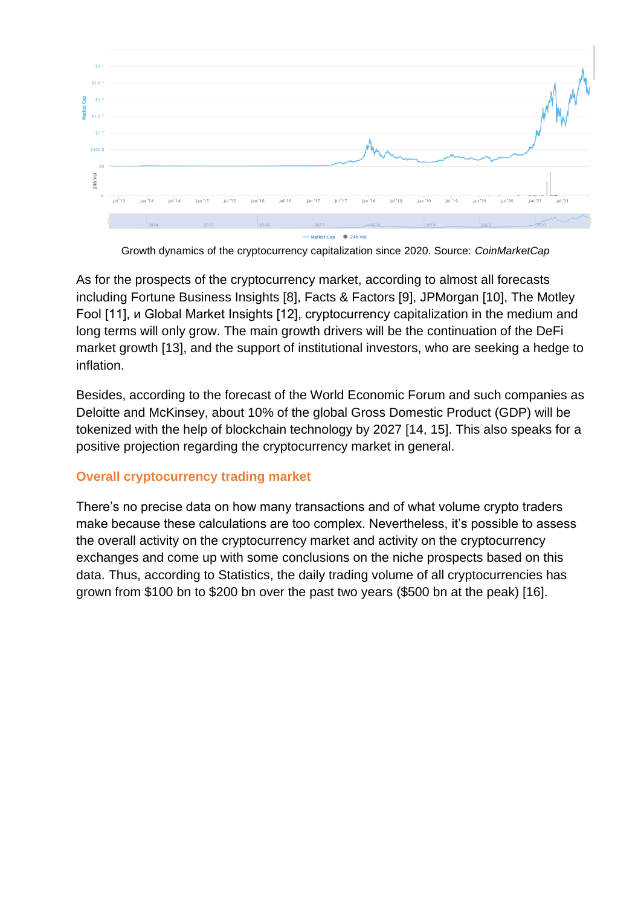Growth dynamics of the cryptocurrency capitalization since 2020. Source: *CoinMarketCap*

As for the prospects of the cryptocurrency market, according to almost all forecasts including Fortune Business Insights [8], Facts & Factors [9], JPMorgan [10], The Motley Fool [11], и Global Market Insights [12], cryptocurrency capitalization in the medium and long terms will only grow. The main growth drivers will be the continuation of the DeFi market growth [13], and the support of institutional investors, who are seeking a hedge to inflation.

Besides, according to the forecast of the World Economic Forum and such companies as Deloitte and McKinsey, about 10% of the global Gross Domestic Product (GDP) will be tokenized with the help of blockchain technology by 2027 [14, 15]. This also speaks for a positive projection regarding the cryptocurrency market in general.

### Overall cryptocurrency trading market

There's no precise data on how many transactions and of what volume crypto traders make because these calculations are too complex. Nevertheless, it's possible to assess the overall activity on the cryptocurrency market and activity on the cryptocurrency exchanges and come up with some conclusions on the niche prospects based on this data. Thus, according to Statistics, the daily trading volume of all cryptocurrencies has grown from $100 bn to $200 bn over the past two years ($500 bn at the peak) [16].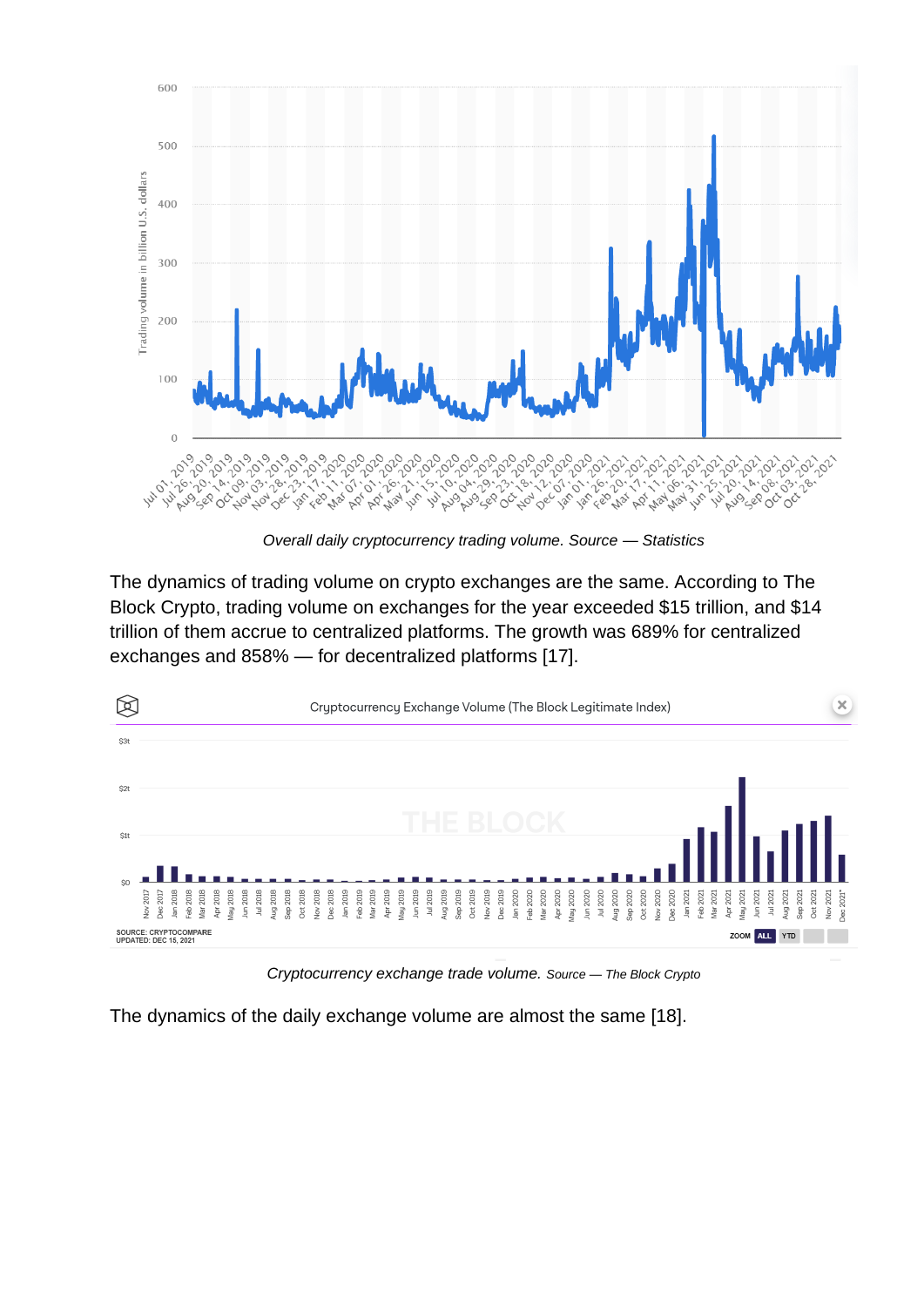*Overall daily cryptocurrency trading volume. Source — Statistics*

The dynamics of trading volume on crypto exchanges are the same. According to The Block Crypto, trading volume on exchanges for the year exceeded $15 trillion, and $14 trillion of them accrue to centralized platforms. The growth was 689% for centralized exchanges and 858% — for decentralized platforms [17].

*Cryptocurrency exchange trade volume. Source — The Block Crypto*

The dynamics of the daily exchange volume are almost the same [18].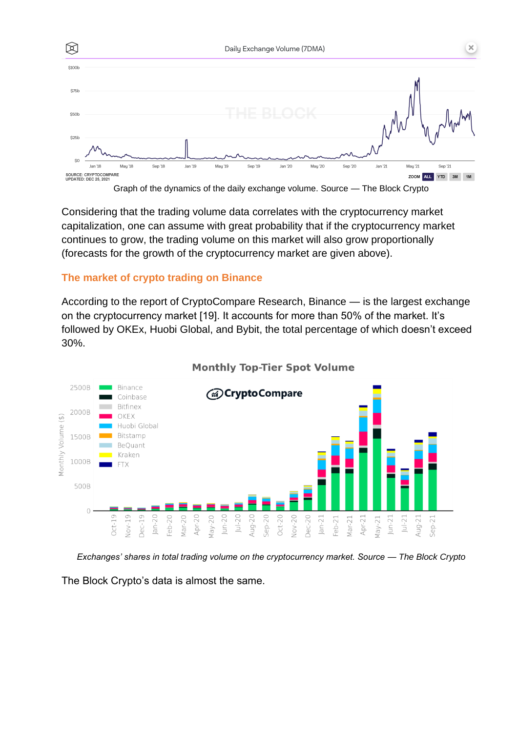Graph of the dynamics of the daily exchange volume. Source — The Block Crypto

Considering that the trading volume data correlates with the cryptocurrency market capitalization, one can assume with great probability that if the cryptocurrency market continues to grow, the trading volume on this market will also grow proportionally (forecasts for the growth of the cryptocurrency market are given above).

## The market of crypto trading on Binance

According to the report of CryptoCompare Research, Binance — is the largest exchange on the cryptocurrency market [19]. It accounts for more than 50% of the market. It's followed by OKEx, Huobi Global, and Bybit, the total percentage of which doesn't exceed 30%.

*Exchanges' shares in total trading volume on the cryptocurrency market. Source — The Block Crypto*

The Block Crypto's data is almost the same.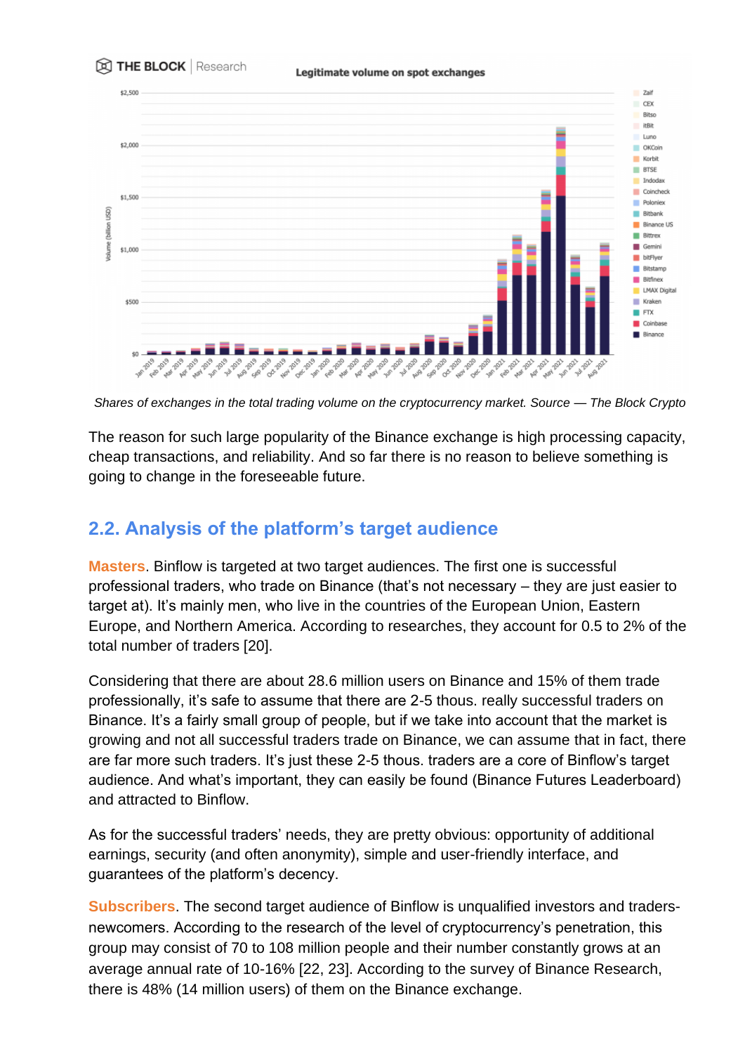*Shares of exchanges in the total trading volume on the cryptocurrency market. Source — The Block Crypto*

The reason for such large popularity of the Binance exchange is high processing capacity, cheap transactions, and reliability. And so far there is no reason to believe something is going to change in the foreseeable future.

## 2.2. Analysis of the platform's target audience

**Masters**. Binflow is targeted at two target audiences. The first one is successful professional traders, who trade on Binance (that's not necessary – they are just easier to target at). It's mainly men, who live in the countries of the European Union, Eastern Europe, and Northern America. According to researches, they account for 0.5 to 2% of the total number of traders [20].

Considering that there are about 28.6 million users on Binance and 15% of them trade professionally, it's safe to assume that there are 2-5 thous. really successful traders on Binance. It's a fairly small group of people, but if we take into account that the market is growing and not all successful traders trade on Binance, we can assume that in fact, there are far more such traders. It's just these 2-5 thous. traders are a core of Binflow's target audience. And what's important, they can easily be found (Binance Futures Leaderboard) and attracted to Binflow.

As for the successful traders' needs, they are pretty obvious: opportunity of additional earnings, security (and often anonymity), simple and user-friendly interface, and guarantees of the platform's decency.

**Subscribers**. The second target audience of Binflow is unqualified investors and traders-newcomers. According to the research of the level of cryptocurrency's penetration, this group may consist of 70 to 108 million people and their number constantly grows at an average annual rate of 10-16% [22, 23]. According to the survey of Binance Research, there is 48% (14 million users) of them on the Binance exchange.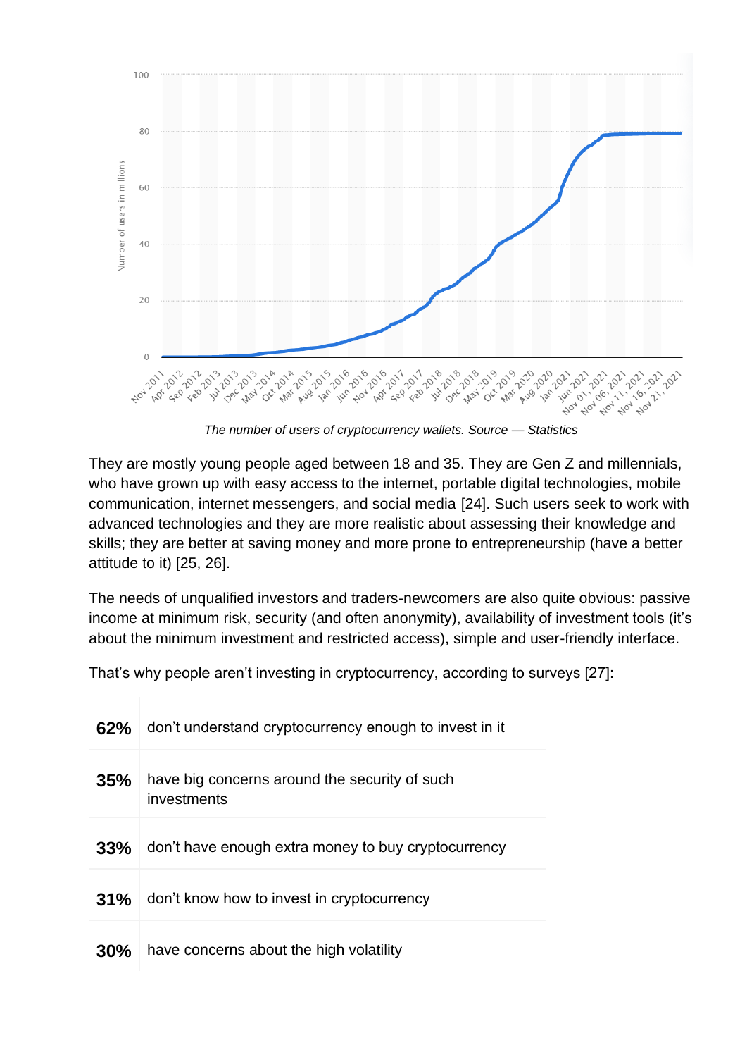*The number of users of cryptocurrency wallets. Source — Statistics*

They are mostly young people aged between 18 and 35. They are Gen Z and millennials, who have grown up with easy access to the internet, portable digital technologies, mobile communication, internet messengers, and social media [24]. Such users seek to work with advanced technologies and they are more realistic about assessing their knowledge and skills; they are better at saving money and more prone to entrepreneurship (have a better attitude to it) [25, 26].

The needs of unqualified investors and traders-newcomers are also quite obvious: passive income at minimum risk, security (and often anonymity), availability of investment tools (it's about the minimum investment and restricted access), simple and user-friendly interface.

That's why people aren't investing in cryptocurrency, according to surveys [27]:

| | |
|---|---|
| **62%** | don't understand cryptocurrency enough to invest in it |
| **35%** | have big concerns around the security of such investments |
| **33%** | don't have enough extra money to buy cryptocurrency |
| **31%** | don't know how to invest in cryptocurrency |
| **30%** | have concerns about the high volatility |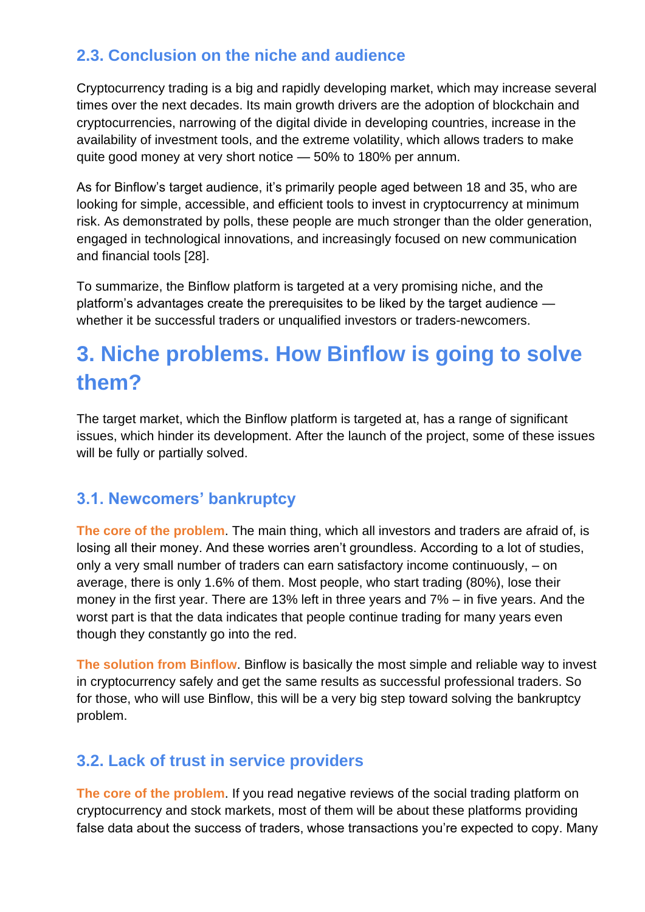### 2.3. Conclusion on the niche and audience

Cryptocurrency trading is a big and rapidly developing market, which may increase several times over the next decades. Its main growth drivers are the adoption of blockchain and cryptocurrencies, narrowing of the digital divide in developing countries, increase in the availability of investment tools, and the extreme volatility, which allows traders to make quite good money at very short notice — 50% to 180% per annum.

As for Binflow's target audience, it's primarily people aged between 18 and 35, who are looking for simple, accessible, and efficient tools to invest in cryptocurrency at minimum risk. As demonstrated by polls, these people are much stronger than the older generation, engaged in technological innovations, and increasingly focused on new communication and financial tools [28].

To summarize, the Binflow platform is targeted at a very promising niche, and the platform's advantages create the prerequisites to be liked by the target audience — whether it be successful traders or unqualified investors or traders-newcomers.

## 3. Niche problems. How Binflow is going to solve them?

The target market, which the Binflow platform is targeted at, has a range of significant issues, which hinder its development. After the launch of the project, some of these issues will be fully or partially solved.

### 3.1. Newcomers' bankruptcy

**The core of the problem**. The main thing, which all investors and traders are afraid of, is losing all their money. And these worries aren't groundless. According to a lot of studies, only a very small number of traders can earn satisfactory income continuously, – on average, there is only 1.6% of them. Most people, who start trading (80%), lose their money in the first year. There are 13% left in three years and 7% – in five years. And the worst part is that the data indicates that people continue trading for many years even though they constantly go into the red.

**The solution from Binflow**. Binflow is basically the most simple and reliable way to invest in cryptocurrency safely and get the same results as successful professional traders. So for those, who will use Binflow, this will be a very big step toward solving the bankruptcy problem.

### 3.2. Lack of trust in service providers

**The core of the problem**. If you read negative reviews of the social trading platform on cryptocurrency and stock markets, most of them will be about these platforms providing false data about the success of traders, whose transactions you're expected to copy. Many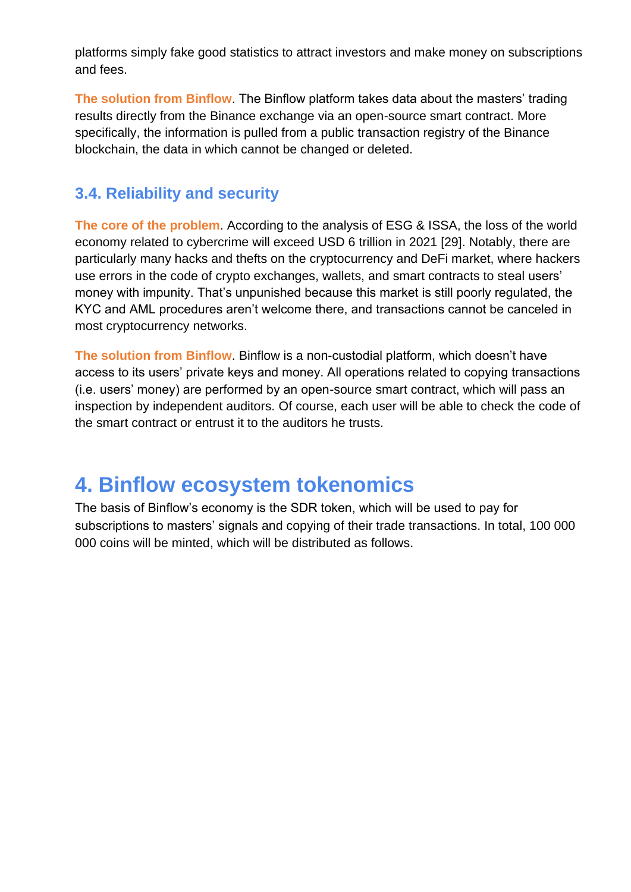platforms simply fake good statistics to attract investors and make money on subscriptions and fees.

**The solution from Binflow**. The Binflow platform takes data about the masters' trading results directly from the Binance exchange via an open-source smart contract. More specifically, the information is pulled from a public transaction registry of the Binance blockchain, the data in which cannot be changed or deleted.

### 3.4. Reliability and security

**The core of the problem**. According to the analysis of ESG & ISSA, the loss of the world economy related to cybercrime will exceed USD 6 trillion in 2021 [29]. Notably, there are particularly many hacks and thefts on the cryptocurrency and DeFi market, where hackers use errors in the code of crypto exchanges, wallets, and smart contracts to steal users' money with impunity. That's unpunished because this market is still poorly regulated, the KYC and AML procedures aren't welcome there, and transactions cannot be canceled in most cryptocurrency networks.

**The solution from Binflow**. Binflow is a non-custodial platform, which doesn't have access to its users' private keys and money. All operations related to copying transactions (i.e. users' money) are performed by an open-source smart contract, which will pass an inspection by independent auditors. Of course, each user will be able to check the code of the smart contract or entrust it to the auditors he trusts.

## 4. Binflow ecosystem tokenomics

The basis of Binflow's economy is the SDR token, which will be used to pay for subscriptions to masters' signals and copying of their trade transactions. In total, 100 000 000 coins will be minted, which will be distributed as follows.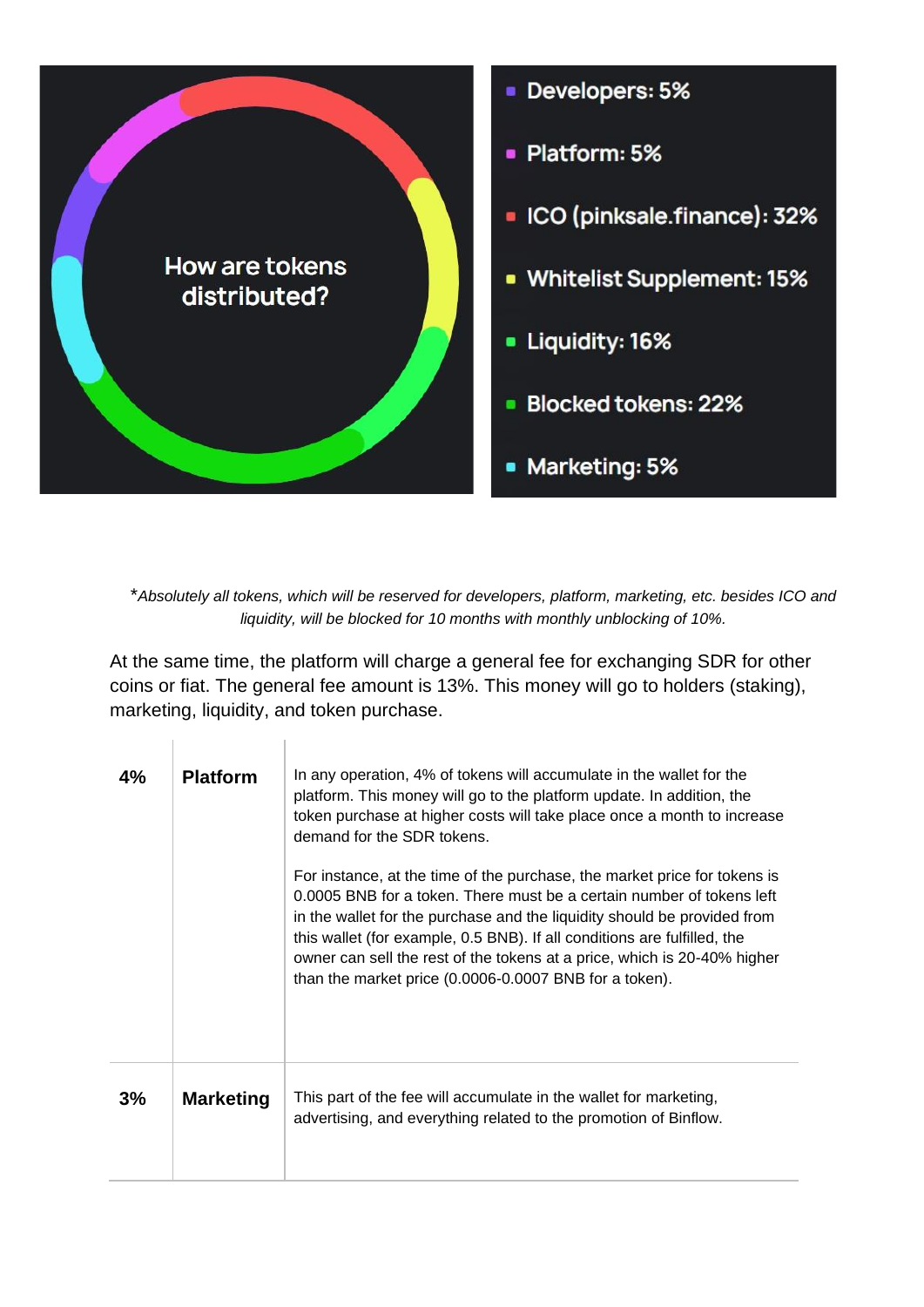How are tokens distributed?

- Developers: 5%
- Platform: 5%
- ICO (pinksale.finance): 32%
- Whitelist Supplement: 15%
- Liquidity: 16%
- Blocked tokens: 22%
- Marketing: 5%

**Absolutely all tokens, which will be reserved for developers, platform, marketing, etc. besides ICO and liquidity, will be blocked for 10 months with monthly unblocking of 10%.*

At the same time, the platform will charge a general fee for exchanging SDR for other coins or fiat. The general fee amount is 13%. This money will go to holders (staking), marketing, liquidity, and token purchase.

| | | |
|---|---|---|
| **4%** | **Platform** | In any operation, 4% of tokens will accumulate in the wallet for the platform. This money will go to the platform update. In addition, the token purchase at higher costs will take place once a month to increase demand for the SDR tokens.<br><br>For instance, at the time of the purchase, the market price for tokens is 0.0005 BNB for a token. There must be a certain number of tokens left in the wallet for the purchase and the liquidity should be provided from this wallet (for example, 0.5 BNB). If all conditions are fulfilled, the owner can sell the rest of the tokens at a price, which is 20-40% higher than the market price (0.0006-0.0007 BNB for a token). |
| **3%** | **Marketing** | This part of the fee will accumulate in the wallet for marketing, advertising, and everything related to the promotion of Binflow. |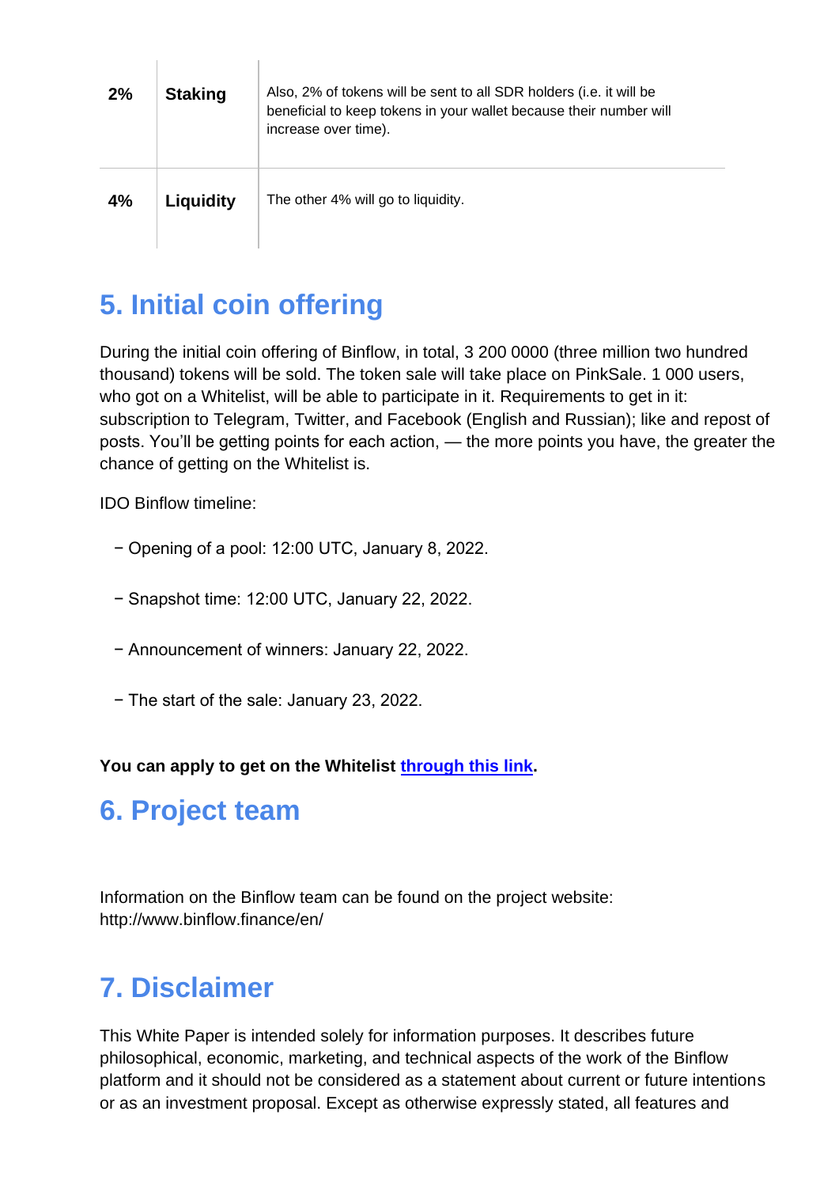| 2% | Staking | Also, 2% of tokens will be sent to all SDR holders (i.e. it will be beneficial to keep tokens in your wallet because their number will increase over time). |
|---|---|---|
| 4% | Liquidity | The other 4% will go to liquidity. |

## 5. Initial coin offering

During the initial coin offering of Binflow, in total, 3 200 0000 (three million two hundred thousand) tokens will be sold. The token sale will take place on PinkSale. 1 000 users, who got on a Whitelist, will be able to participate in it. Requirements to get in it: subscription to Telegram, Twitter, and Facebook (English and Russian); like and repost of posts. You'll be getting points for each action, — the more points you have, the greater the chance of getting on the Whitelist is.

IDO Binflow timeline:

- Opening of a pool: 12:00 UTC, January 8, 2022.
- Snapshot time: 12:00 UTC, January 22, 2022.
- Announcement of winners: January 22, 2022.
- The start of the sale: January 23, 2022.

**You can apply to get on the Whitelist through this link.**

## 6. Project team

Information on the Binflow team can be found on the project website: http://www.binflow.finance/en/

## 7. Disclaimer

This White Paper is intended solely for information purposes. It describes future philosophical, economic, marketing, and technical aspects of the work of the Binflow platform and it should not be considered as a statement about current or future intentions or as an investment proposal. Except as otherwise expressly stated, all features and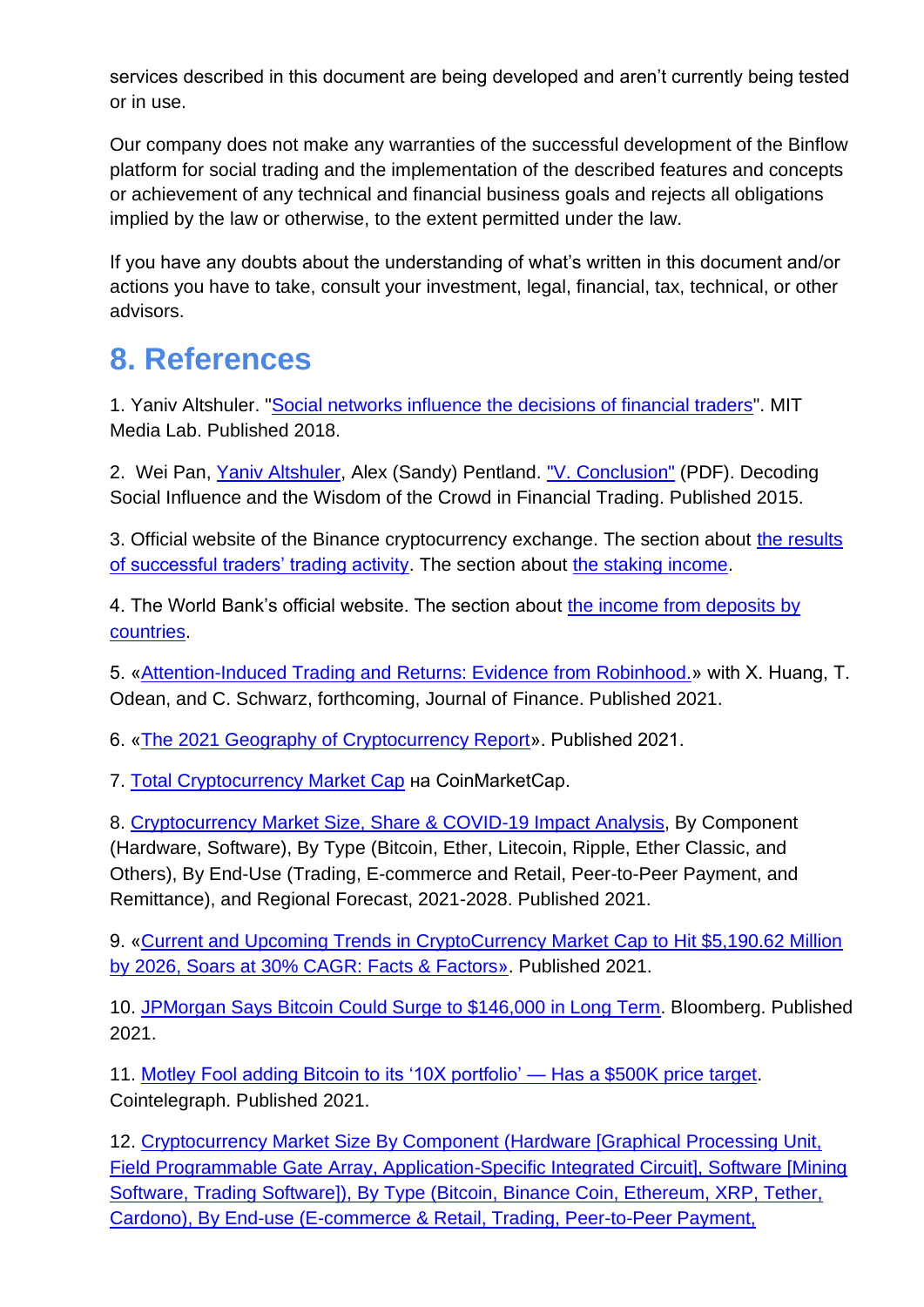services described in this document are being developed and aren't currently being tested or in use.

Our company does not make any warranties of the successful development of the Binflow platform for social trading and the implementation of the described features and concepts or achievement of any technical and financial business goals and rejects all obligations implied by the law or otherwise, to the extent permitted under the law.

If you have any doubts about the understanding of what's written in this document and/or actions you have to take, consult your investment, legal, financial, tax, technical, or other advisors.

# 8. References

1. Yaniv Altshuler. "Social networks influence the decisions of financial traders". MIT Media Lab. Published 2018.

2. Wei Pan, Yaniv Altshuler, Alex (Sandy) Pentland. "V. Conclusion" (PDF). Decoding Social Influence and the Wisdom of the Crowd in Financial Trading. Published 2015.

3. Official website of the Binance cryptocurrency exchange. The section about the results of successful traders' trading activity. The section about the staking income.

4. The World Bank's official website. The section about the income from deposits by countries.

5. «Attention-Induced Trading and Returns: Evidence from Robinhood.» with X. Huang, T. Odean, and C. Schwarz, forthcoming, Journal of Finance. Published 2021.

6. «The 2021 Geography of Cryptocurrency Report». Published 2021.

7. Total Cryptocurrency Market Cap на CoinMarketCap.

8. Cryptocurrency Market Size, Share & COVID-19 Impact Analysis, By Component (Hardware, Software), By Type (Bitcoin, Ether, Litecoin, Ripple, Ether Classic, and Others), By End-Use (Trading, E-commerce and Retail, Peer-to-Peer Payment, and Remittance), and Regional Forecast, 2021-2028. Published 2021.

9. «Current and Upcoming Trends in CryptoCurrency Market Cap to Hit $5,190.62 Million by 2026, Soars at 30% CAGR: Facts & Factors». Published 2021.

10. JPMorgan Says Bitcoin Could Surge to $146,000 in Long Term. Bloomberg. Published 2021.

11. Motley Fool adding Bitcoin to its '10X portfolio' — Has a $500K price target. Cointelegraph. Published 2021.

12. Cryptocurrency Market Size By Component (Hardware [Graphical Processing Unit, Field Programmable Gate Array, Application-Specific Integrated Circuit], Software [Mining Software, Trading Software]), By Type (Bitcoin, Binance Coin, Ethereum, XRP, Tether, Cardono), By End-use (E-commerce & Retail, Trading, Peer-to-Peer Payment,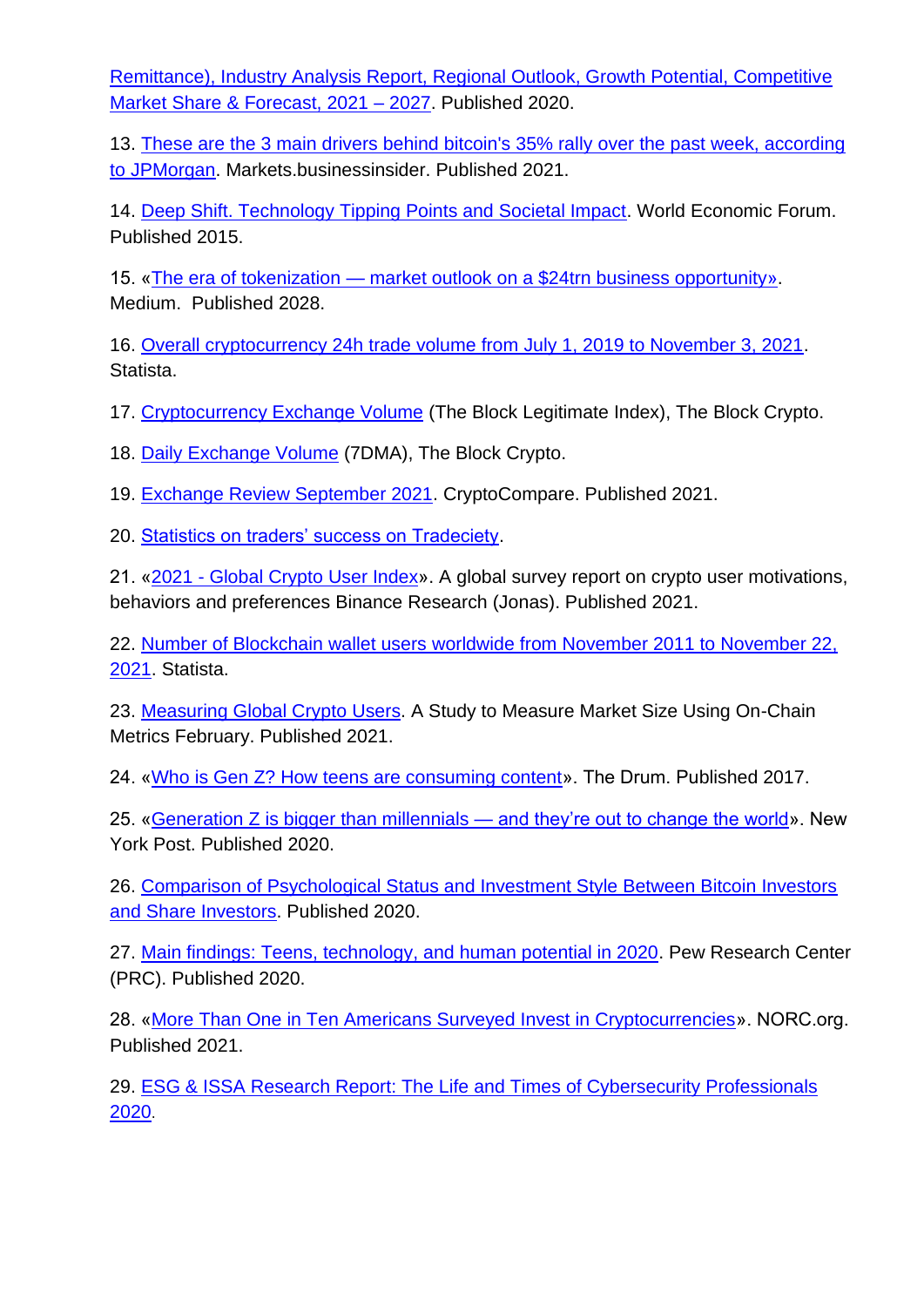Remittance), Industry Analysis Report, Regional Outlook, Growth Potential, Competitive Market Share & Forecast, 2021 – 2027. Published 2020.

13. These are the 3 main drivers behind bitcoin's 35% rally over the past week, according to JPMorgan. Markets.businessinsider. Published 2021.

14. Deep Shift. Technology Tipping Points and Societal Impact. World Economic Forum. Published 2015.

15. «The era of tokenization — market outlook on a $24trn business opportunity». Medium. Published 2028.

16. Overall cryptocurrency 24h trade volume from July 1, 2019 to November 3, 2021. Statista.

17. Cryptocurrency Exchange Volume (The Block Legitimate Index), The Block Crypto.

18. Daily Exchange Volume (7DMA), The Block Crypto.

19. Exchange Review September 2021. CryptoCompare. Published 2021.

20. Statistics on traders' success on Tradeciety.

21. «2021 - Global Crypto User Index». A global survey report on crypto user motivations, behaviors and preferences Binance Research (Jonas). Published 2021.

22. Number of Blockchain wallet users worldwide from November 2011 to November 22, 2021. Statista.

23. Measuring Global Crypto Users. A Study to Measure Market Size Using On-Chain Metrics February. Published 2021.

24. «Who is Gen Z? How teens are consuming content». The Drum. Published 2017.

25. «Generation Z is bigger than millennials — and they're out to change the world». New York Post. Published 2020.

26. Comparison of Psychological Status and Investment Style Between Bitcoin Investors and Share Investors. Published 2020.

27. Main findings: Teens, technology, and human potential in 2020. Pew Research Center (PRC). Published 2020.

28. «More Than One in Ten Americans Surveyed Invest in Cryptocurrencies». NORC.org. Published 2021.

29. ESG & ISSA Research Report: The Life and Times of Cybersecurity Professionals 2020.